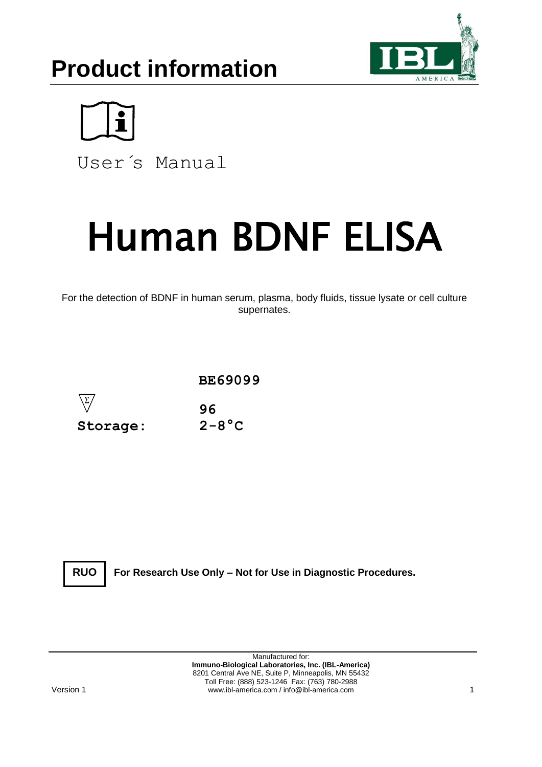# Product information

User´s Manual

# Human BDNF ELISA

For the detection of BDNF in human serum, plasma, body fluids, tissue lysate or cell culture supernates.

**BE69099**

| | |
|---|---|
| Σ | **96** |
| **Storage:** | **2-8°C** |

**RUO** **For Research Use Only – Not for Use in Diagnostic Procedures.**

Manufactured for:
**Immuno-Biological Laboratories, Inc. (IBL-America)**
8201 Central Ave NE, Suite P, Minneapolis, MN 55432
Toll Free: (888) 523-1246 Fax: (763) 780-2988
www.ibl-america.com / info@ibl-america.com

Version 1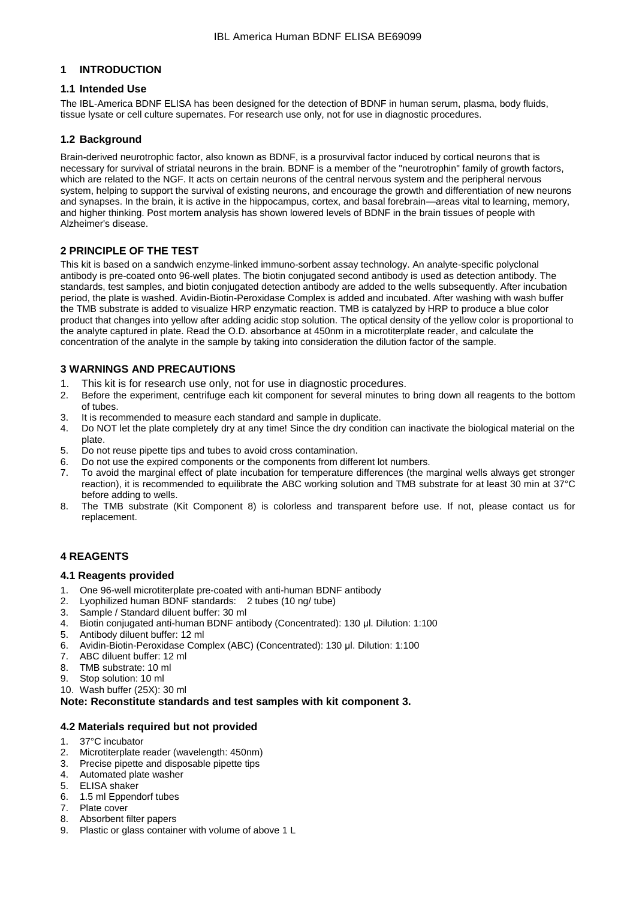## 1 INTRODUCTION

### 1.1 Intended Use

The IBL-America BDNF ELISA has been designed for the detection of BDNF in human serum, plasma, body fluids, tissue lysate or cell culture supernates. For research use only, not for use in diagnostic procedures.

### 1.2 Background

Brain-derived neurotrophic factor, also known as BDNF, is a prosurvival factor induced by cortical neurons that is necessary for survival of striatal neurons in the brain. BDNF is a member of the "neurotrophin" family of growth factors, which are related to the NGF. It acts on certain neurons of the central nervous system and the peripheral nervous system, helping to support the survival of existing neurons, and encourage the growth and differentiation of new neurons and synapses. In the brain, it is active in the hippocampus, cortex, and basal forebrain—areas vital to learning, memory, and higher thinking. Post mortem analysis has shown lowered levels of BDNF in the brain tissues of people with Alzheimer's disease.

## 2 PRINCIPLE OF THE TEST

This kit is based on a sandwich enzyme-linked immuno-sorbent assay technology. An analyte-specific polyclonal antibody is pre-coated onto 96-well plates. The biotin conjugated second antibody is used as detection antibody. The standards, test samples, and biotin conjugated detection antibody are added to the wells subsequently. After incubation period, the plate is washed. Avidin-Biotin-Peroxidase Complex is added and incubated. After washing with wash buffer the TMB substrate is added to visualize HRP enzymatic reaction. TMB is catalyzed by HRP to produce a blue color product that changes into yellow after adding acidic stop solution. The optical density of the yellow color is proportional to the analyte captured in plate. Read the O.D. absorbance at 450nm in a microtiterplate reader, and calculate the concentration of the analyte in the sample by taking into consideration the dilution factor of the sample.

## 3 WARNINGS AND PRECAUTIONS

1. This kit is for research use only, not for use in diagnostic procedures.
2. Before the experiment, centrifuge each kit component for several minutes to bring down all reagents to the bottom of tubes.
3. It is recommended to measure each standard and sample in duplicate.
4. Do NOT let the plate completely dry at any time! Since the dry condition can inactivate the biological material on the plate.
5. Do not reuse pipette tips and tubes to avoid cross contamination.
6. Do not use the expired components or the components from different lot numbers.
7. To avoid the marginal effect of plate incubation for temperature differences (the marginal wells always get stronger reaction), it is recommended to equilibrate the ABC working solution and TMB substrate for at least 30 min at 37°C before adding to wells.
8. The TMB substrate (Kit Component 8) is colorless and transparent before use. If not, please contact us for replacement.

## 4 REAGENTS

### 4.1 Reagents provided

1. One 96-well microtiterplate pre-coated with anti-human BDNF antibody
2. Lyophilized human BDNF standards: 2 tubes (10 ng/ tube)
3. Sample / Standard diluent buffer: 30 ml
4. Biotin conjugated anti-human BDNF antibody (Concentrated): 130 µl. Dilution: 1:100
5. Antibody diluent buffer: 12 ml
6. Avidin-Biotin-Peroxidase Complex (ABC) (Concentrated): 130 µl. Dilution: 1:100
7. ABC diluent buffer: 12 ml
8. TMB substrate: 10 ml
9. Stop solution: 10 ml
10. Wash buffer (25X): 30 ml

**Note: Reconstitute standards and test samples with kit component 3.**

### 4.2 Materials required but not provided

1. 37°C incubator
2. Microtiterplate reader (wavelength: 450nm)
3. Precise pipette and disposable pipette tips
4. Automated plate washer
5. ELISA shaker
6. 1.5 ml Eppendorf tubes
7. Plate cover
8. Absorbent filter papers
9. Plastic or glass container with volume of above 1 L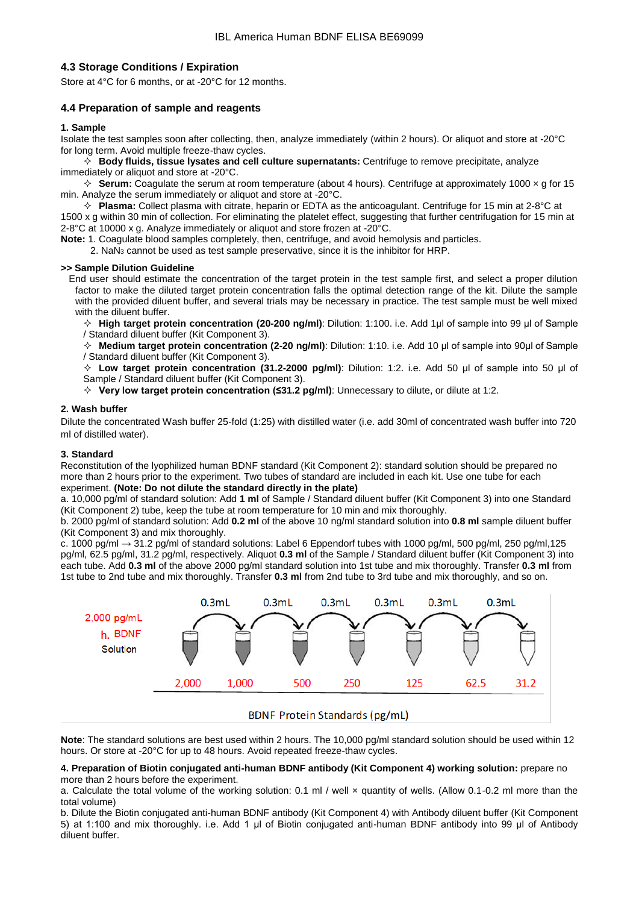## 4.3 Storage Conditions / Expiration

Store at 4°C for 6 months, or at -20°C for 12 months.

## 4.4 Preparation of sample and reagents

**1. Sample**

Isolate the test samples soon after collecting, then, analyze immediately (within 2 hours). Or aliquot and store at -20°C for long term. Avoid multiple freeze-thaw cycles.

✧ **Body fluids, tissue lysates and cell culture supernatants:** Centrifuge to remove precipitate, analyze immediately or aliquot and store at -20°C.

✧ **Serum:** Coagulate the serum at room temperature (about 4 hours). Centrifuge at approximately 1000 × g for 15 min. Analyze the serum immediately or aliquot and store at -20°C.

✧ **Plasma:** Collect plasma with citrate, heparin or EDTA as the anticoagulant. Centrifuge for 15 min at 2-8°C at 1500 x g within 30 min of collection. For eliminating the platelet effect, suggesting that further centrifugation for 15 min at 2-8°C at 10000 x g. Analyze immediately or aliquot and store frozen at -20°C.

**Note:** 1. Coagulate blood samples completely, then, centrifuge, and avoid hemolysis and particles.
2. $NaN_3$ cannot be used as test sample preservative, since it is the inhibitor for HRP.

**>> Sample Dilution Guideline**

End user should estimate the concentration of the target protein in the test sample first, and select a proper dilution factor to make the diluted target protein concentration falls the optimal detection range of the kit. Dilute the sample with the provided diluent buffer, and several trials may be necessary in practice. The test sample must be well mixed with the diluent buffer.

✧ **High target protein concentration (20-200 ng/ml)**: Dilution: 1:100. i.e. Add 1µl of sample into 99 µl of Sample / Standard diluent buffer (Kit Component 3).

✧ **Medium target protein concentration (2-20 ng/ml)**: Dilution: 1:10. i.e. Add 10 µl of sample into 90µl of Sample / Standard diluent buffer (Kit Component 3).

✧ **Low target protein concentration (31.2-2000 pg/ml)**: Dilution: 1:2. i.e. Add 50 µl of sample into 50 µl of Sample / Standard diluent buffer (Kit Component 3).

✧ **Very low target protein concentration (≤31.2 pg/ml)**: Unnecessary to dilute, or dilute at 1:2.

**2. Wash buffer**

Dilute the concentrated Wash buffer 25-fold (1:25) with distilled water (i.e. add 30ml of concentrated wash buffer into 720 ml of distilled water).

**3. Standard**

Reconstitution of the lyophilized human BDNF standard (Kit Component 2): standard solution should be prepared no more than 2 hours prior to the experiment. Two tubes of standard are included in each kit. Use one tube for each experiment. **(Note: Do not dilute the standard directly in the plate)**

a. 10,000 pg/ml of standard solution: Add **1 ml** of Sample / Standard diluent buffer (Kit Component 3) into one Standard (Kit Component 2) tube, keep the tube at room temperature for 10 min and mix thoroughly.

b. 2000 pg/ml of standard solution: Add **0.2 ml** of the above 10 ng/ml standard solution into **0.8 ml** sample diluent buffer (Kit Component 3) and mix thoroughly.

c. 1000 pg/ml → 31.2 pg/ml of standard solutions: Label 6 Eppendorf tubes with 1000 pg/ml, 500 pg/ml, 250 pg/ml,125 pg/ml, 62.5 pg/ml, 31.2 pg/ml, respectively. Aliquot **0.3 ml** of the Sample / Standard diluent buffer (Kit Component 3) into each tube. Add **0.3 ml** of the above 2000 pg/ml standard solution into 1st tube and mix thoroughly. Transfer **0.3 ml** from 1st tube to 2nd tube and mix thoroughly. Transfer **0.3 ml** from 2nd tube to 3rd tube and mix thoroughly, and so on.

2,000 pg/mL h. BDNF Solution

0.3mL 0.3mL 0.3mL 0.3mL 0.3mL 0.3mL

2,000 1,000 500 250 125 62.5 31.2

BDNF Protein Standards (pg/mL)

**Note**: The standard solutions are best used within 2 hours. The 10,000 pg/ml standard solution should be used within 12 hours. Or store at -20°C for up to 48 hours. Avoid repeated freeze-thaw cycles.

**4. Preparation of Biotin conjugated anti-human BDNF antibody (Kit Component 4) working solution:** prepare no more than 2 hours before the experiment.

a. Calculate the total volume of the working solution: 0.1 ml / well × quantity of wells. (Allow 0.1-0.2 ml more than the total volume)

b. Dilute the Biotin conjugated anti-human BDNF antibody (Kit Component 4) with Antibody diluent buffer (Kit Component 5) at 1:100 and mix thoroughly. i.e. Add 1 µl of Biotin conjugated anti-human BDNF antibody into 99 µl of Antibody diluent buffer.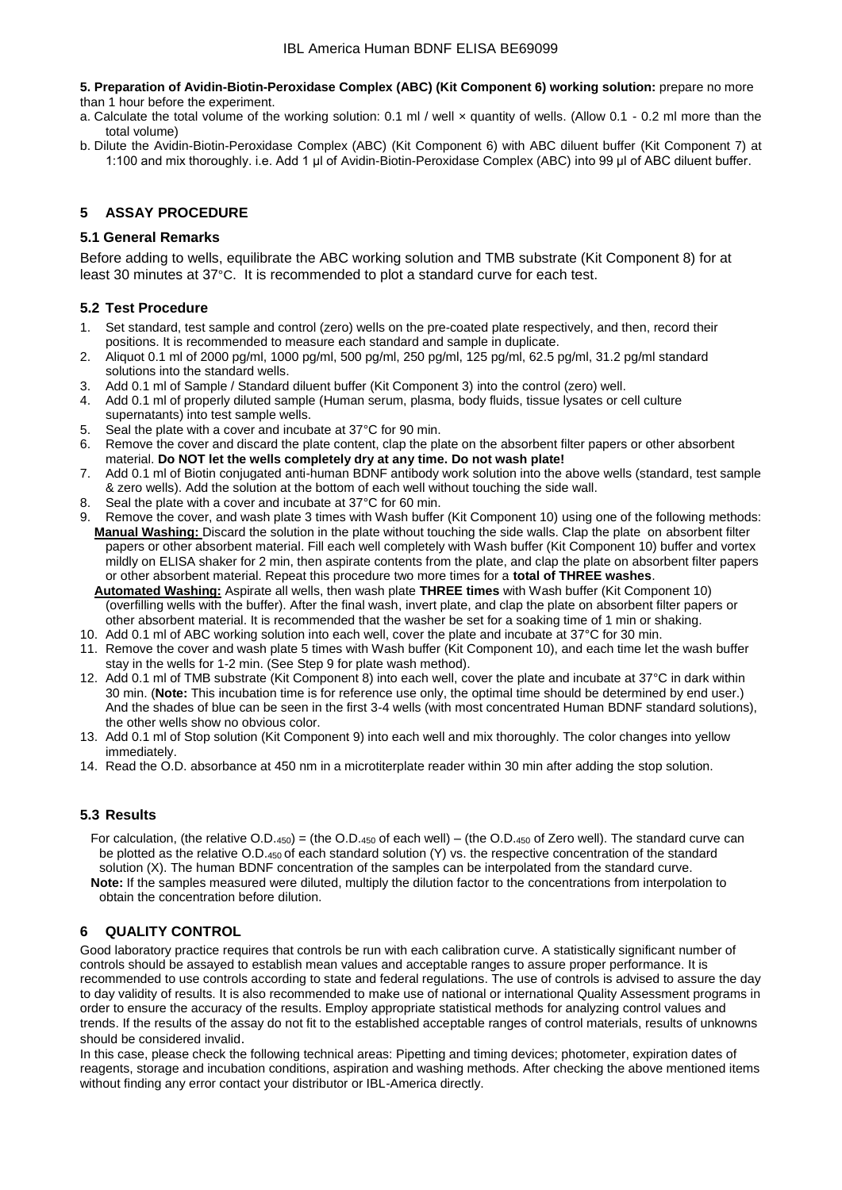**5. Preparation of Avidin-Biotin-Peroxidase Complex (ABC) (Kit Component 6) working solution:** prepare no more than 1 hour before the experiment.

a. Calculate the total volume of the working solution: 0.1 ml / well × quantity of wells. (Allow 0.1 - 0.2 ml more than the total volume)

b. Dilute the Avidin-Biotin-Peroxidase Complex (ABC) (Kit Component 6) with ABC diluent buffer (Kit Component 7) at 1:100 and mix thoroughly. i.e. Add 1 µl of Avidin-Biotin-Peroxidase Complex (ABC) into 99 µl of ABC diluent buffer.

## 5 ASSAY PROCEDURE

### 5.1 General Remarks

Before adding to wells, equilibrate the ABC working solution and TMB substrate (Kit Component 8) for at least 30 minutes at 37°C. It is recommended to plot a standard curve for each test.

### 5.2 Test Procedure

1. Set standard, test sample and control (zero) wells on the pre-coated plate respectively, and then, record their positions. It is recommended to measure each standard and sample in duplicate.
2. Aliquot 0.1 ml of 2000 pg/ml, 1000 pg/ml, 500 pg/ml, 250 pg/ml, 125 pg/ml, 62.5 pg/ml, 31.2 pg/ml standard solutions into the standard wells.
3. Add 0.1 ml of Sample / Standard diluent buffer (Kit Component 3) into the control (zero) well.
4. Add 0.1 ml of properly diluted sample (Human serum, plasma, body fluids, tissue lysates or cell culture supernatants) into test sample wells.
5. Seal the plate with a cover and incubate at 37°C for 90 min.
6. Remove the cover and discard the plate content, clap the plate on the absorbent filter papers or other absorbent material. **Do NOT let the wells completely dry at any time. Do not wash plate!**
7. Add 0.1 ml of Biotin conjugated anti-human BDNF antibody work solution into the above wells (standard, test sample & zero wells). Add the solution at the bottom of each well without touching the side wall.
8. Seal the plate with a cover and incubate at 37°C for 60 min.
9. Remove the cover, and wash plate 3 times with Wash buffer (Kit Component 10) using one of the following methods:
   **Manual Washing:** Discard the solution in the plate without touching the side walls. Clap the plate on absorbent filter papers or other absorbent material. Fill each well completely with Wash buffer (Kit Component 10) buffer and vortex mildly on ELISA shaker for 2 min, then aspirate contents from the plate, and clap the plate on absorbent filter papers or other absorbent material. Repeat this procedure two more times for a **total of THREE washes**.
   **Automated Washing:** Aspirate all wells, then wash plate **THREE times** with Wash buffer (Kit Component 10) (overfilling wells with the buffer). After the final wash, invert plate, and clap the plate on absorbent filter papers or other absorbent material. It is recommended that the washer be set for a soaking time of 1 min or shaking.
10. Add 0.1 ml of ABC working solution into each well, cover the plate and incubate at 37°C for 30 min.
11. Remove the cover and wash plate 5 times with Wash buffer (Kit Component 10), and each time let the wash buffer stay in the wells for 1-2 min. (See Step 9 for plate wash method).
12. Add 0.1 ml of TMB substrate (Kit Component 8) into each well, cover the plate and incubate at 37°C in dark within 30 min. (**Note:** This incubation time is for reference use only, the optimal time should be determined by end user.) And the shades of blue can be seen in the first 3-4 wells (with most concentrated Human BDNF standard solutions), the other wells show no obvious color.
13. Add 0.1 ml of Stop solution (Kit Component 9) into each well and mix thoroughly. The color changes into yellow immediately.
14. Read the O.D. absorbance at 450 nm in a microtiterplate reader within 30 min after adding the stop solution.

### 5.3 Results

For calculation, (the relative $O.D._{450}$) = (the $O.D._{450}$ of each well) – (the $O.D._{450}$ of Zero well). The standard curve can be plotted as the relative $O.D._{450}$ of each standard solution (Y) vs. the respective concentration of the standard solution (X). The human BDNF concentration of the samples can be interpolated from the standard curve.

**Note:** If the samples measured were diluted, multiply the dilution factor to the concentrations from interpolation to obtain the concentration before dilution.

## 6 QUALITY CONTROL

Good laboratory practice requires that controls be run with each calibration curve. A statistically significant number of controls should be assayed to establish mean values and acceptable ranges to assure proper performance. It is recommended to use controls according to state and federal regulations. The use of controls is advised to assure the day to day validity of results. It is also recommended to make use of national or international Quality Assessment programs in order to ensure the accuracy of the results. Employ appropriate statistical methods for analyzing control values and trends. If the results of the assay do not fit to the established acceptable ranges of control materials, results of unknowns should be considered invalid.

In this case, please check the following technical areas: Pipetting and timing devices; photometer, expiration dates of reagents, storage and incubation conditions, aspiration and washing methods. After checking the above mentioned items without finding any error contact your distributor or IBL-America directly.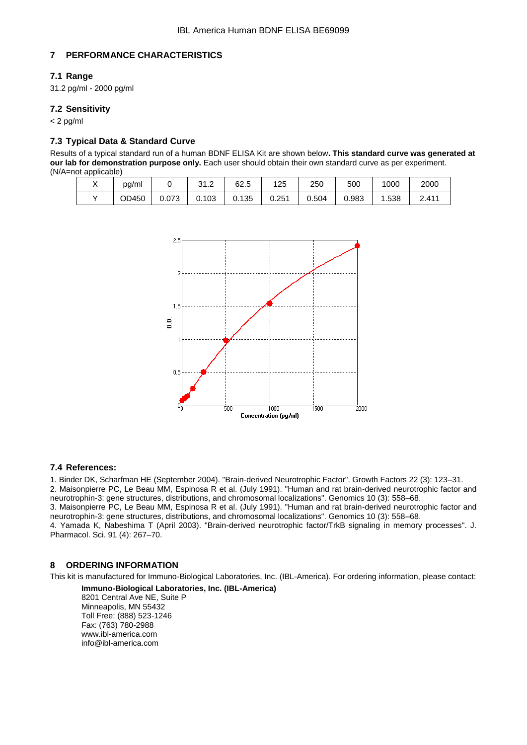## 7 PERFORMANCE CHARACTERISTICS

### 7.1 Range

31.2 pg/ml - 2000 pg/ml

### 7.2 Sensitivity

< 2 pg/ml

### 7.3 Typical Data & Standard Curve

Results of a typical standard run of a human BDNF ELISA Kit are shown below**. This standard curve was generated at our lab for demonstration purpose only.** Each user should obtain their own standard curve as per experiment. (N/A=not applicable)

| | | | | | | | | | |
|---|---|---|---|---|---|---|---|---|---|
| X | pg/ml | 0 | 31.2 | 62.5 | 125 | 250 | 500 | 1000 | 2000 |
| Y | OD450 | 0.073 | 0.103 | 0.135 | 0.251 | 0.504 | 0.983 | 1.538 | 2.411 |

2.5
2
1.5
1
0.5
0
O.D.
0
500
1000
1500
2000
Concentration (pg/ml)

### 7.4 References:

1. Binder DK, Scharfman HE (September 2004). "Brain-derived Neurotrophic Factor". Growth Factors 22 (3): 123–31.
2. Maisonpierre PC, Le Beau MM, Espinosa R et al. (July 1991). "Human and rat brain-derived neurotrophic factor and neurotrophin-3: gene structures, distributions, and chromosomal localizations". Genomics 10 (3): 558–68.
3. Maisonpierre PC, Le Beau MM, Espinosa R et al. (July 1991). "Human and rat brain-derived neurotrophic factor and neurotrophin-3: gene structures, distributions, and chromosomal localizations". Genomics 10 (3): 558–68.
4. Yamada K, Nabeshima T (April 2003). "Brain-derived neurotrophic factor/TrkB signaling in memory processes". J. Pharmacol. Sci. 91 (4): 267–70.

## 8 ORDERING INFORMATION

This kit is manufactured for Immuno-Biological Laboratories, Inc. (IBL-America). For ordering information, please contact:

**Immuno-Biological Laboratories, Inc. (IBL-America)**
8201 Central Ave NE, Suite P
Minneapolis, MN 55432
Toll Free: (888) 523-1246
Fax: (763) 780-2988
www.ibl-america.com
info@ibl-america.com